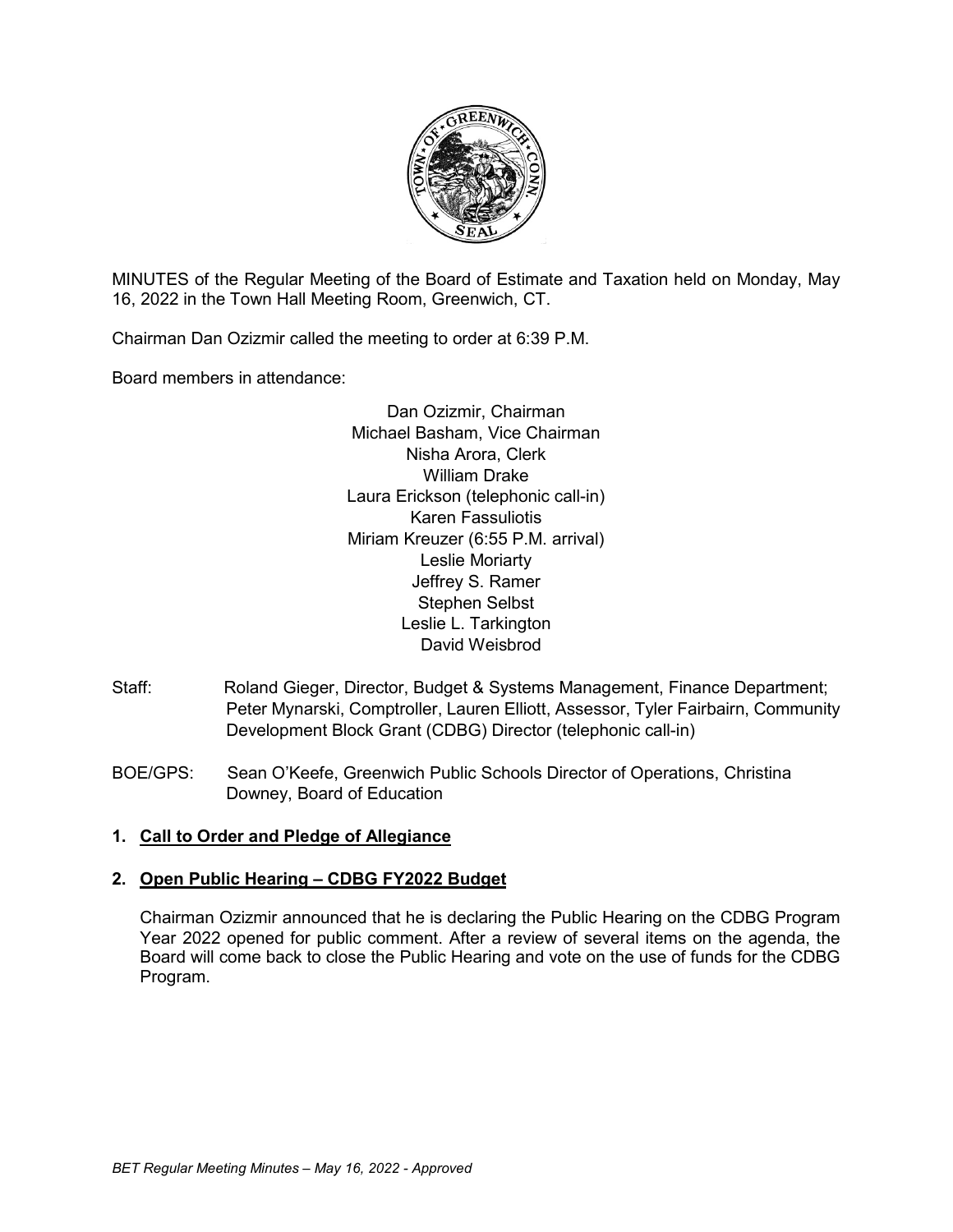MINUTES of the Regular Meeting of the Board of Estimate and Taxation held on Monday, May 16, 2022 in the Town Hall Meeting Room, Greenwich, CT.

Chairman Dan Ozizmir called the meeting to order at 6:39 P.M.

Board members in attendance:

Dan Ozizmir, Chairman
Michael Basham, Vice Chairman
Nisha Arora, Clerk
William Drake
Laura Erickson (telephonic call-in)
Karen Fassuliotis
Miriam Kreuzer (6:55 P.M. arrival)
Leslie Moriarty
Jeffrey S. Ramer
Stephen Selbst
Leslie L. Tarkington
David Weisbrod

Staff: Roland Gieger, Director, Budget & Systems Management, Finance Department; Peter Mynarski, Comptroller, Lauren Elliott, Assessor, Tyler Fairbairn, Community Development Block Grant (CDBG) Director (telephonic call-in)

BOE/GPS: Sean O'Keefe, Greenwich Public Schools Director of Operations, Christina Downey, Board of Education

**1. Call to Order and Pledge of Allegiance**

**2. Open Public Hearing – CDBG FY2022 Budget**

Chairman Ozizmir announced that he is declaring the Public Hearing on the CDBG Program Year 2022 opened for public comment. After a review of several items on the agenda, the Board will come back to close the Public Hearing and vote on the use of funds for the CDBG Program.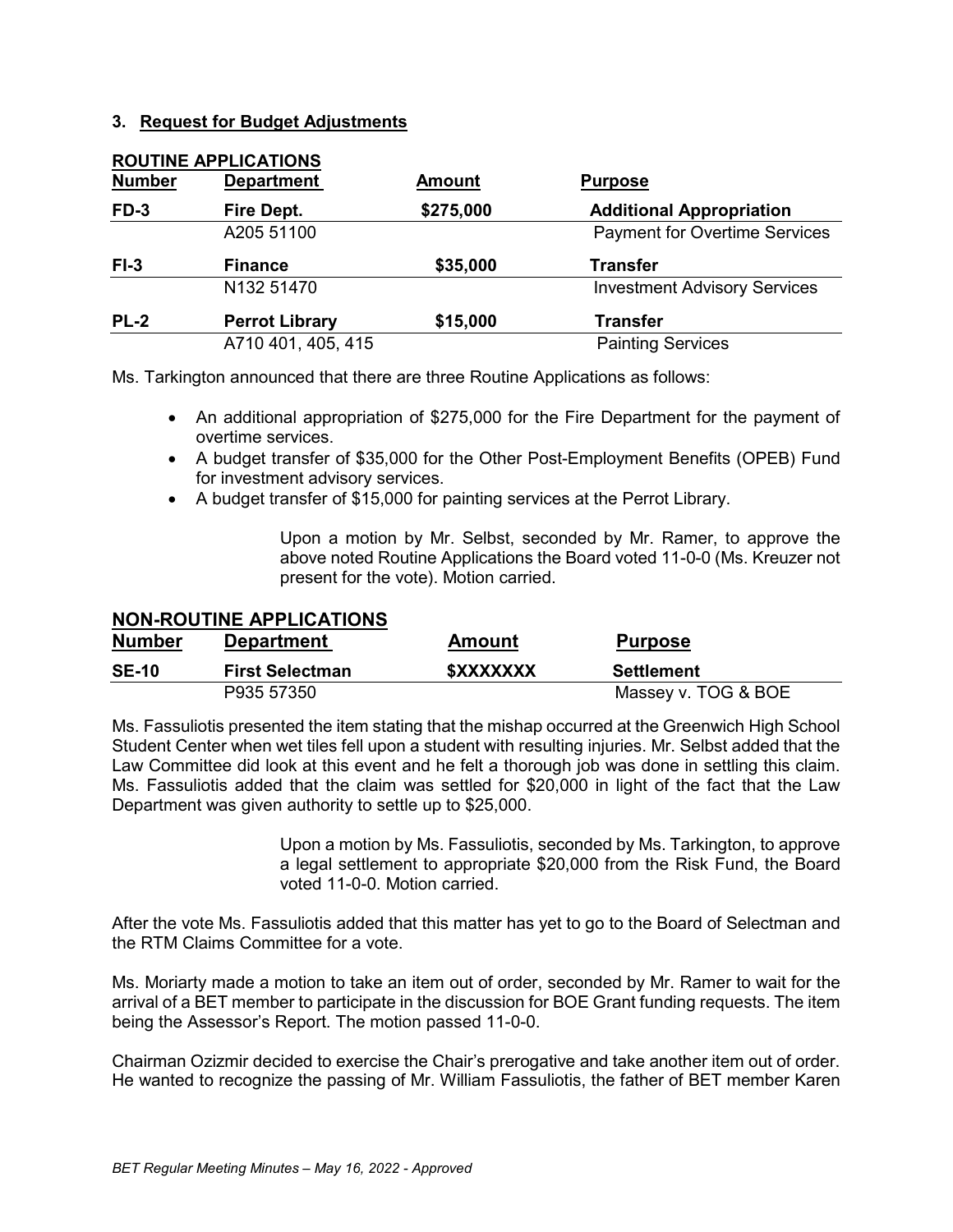### 3. Request for Budget Adjustments

**ROUTINE APPLICATIONS**

| Number | Department | Amount | Purpose |
|---|---|---|---|
| **FD-3** | **Fire Dept.** | **$275,000** | **Additional Appropriation** |
| | A205 51100 | | Payment for Overtime Services |
| **FI-3** | **Finance** | **$35,000** | **Transfer** |
| | N132 51470 | | Investment Advisory Services |
| **PL-2** | **Perrot Library** | **$15,000** | **Transfer** |
| | A710 401, 405, 415 | | Painting Services |

Ms. Tarkington announced that there are three Routine Applications as follows:

- An additional appropriation of $275,000 for the Fire Department for the payment of overtime services.
- A budget transfer of $35,000 for the Other Post-Employment Benefits (OPEB) Fund for investment advisory services.
- A budget transfer of $15,000 for painting services at the Perrot Library.

> Upon a motion by Mr. Selbst, seconded by Mr. Ramer, to approve the above noted Routine Applications the Board voted 11-0-0 (Ms. Kreuzer not present for the vote). Motion carried.

**NON-ROUTINE APPLICATIONS**

| Number | Department | Amount | Purpose |
|---|---|---|---|
| **SE-10** | **First Selectman** | **$XXXXXXX** | **Settlement** |
| | P935 57350 | | Massey v. TOG & BOE |

Ms. Fassuliotis presented the item stating that the mishap occurred at the Greenwich High School Student Center when wet tiles fell upon a student with resulting injuries. Mr. Selbst added that the Law Committee did look at this event and he felt a thorough job was done in settling this claim. Ms. Fassuliotis added that the claim was settled for $20,000 in light of the fact that the Law Department was given authority to settle up to $25,000.

> Upon a motion by Ms. Fassuliotis, seconded by Ms. Tarkington, to approve a legal settlement to appropriate $20,000 from the Risk Fund, the Board voted 11-0-0. Motion carried.

After the vote Ms. Fassuliotis added that this matter has yet to go to the Board of Selectman and the RTM Claims Committee for a vote.

Ms. Moriarty made a motion to take an item out of order, seconded by Mr. Ramer to wait for the arrival of a BET member to participate in the discussion for BOE Grant funding requests. The item being the Assessor's Report. The motion passed 11-0-0.

Chairman Ozizmir decided to exercise the Chair's prerogative and take another item out of order. He wanted to recognize the passing of Mr. William Fassuliotis, the father of BET member Karen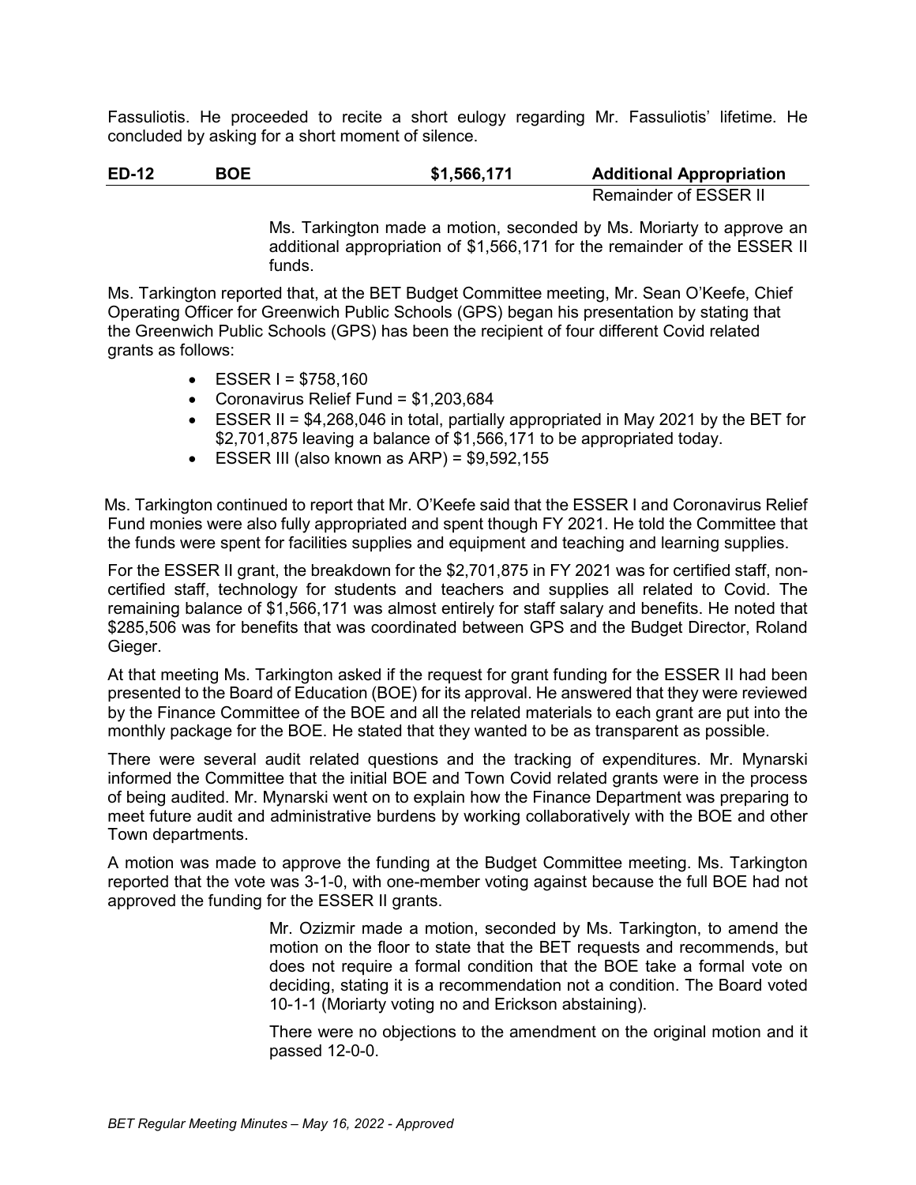Fassuliotis. He proceeded to recite a short eulogy regarding Mr. Fassuliotis' lifetime. He concluded by asking for a short moment of silence.

| **ED-12** | **BOE** | **$1,566,171** | **Additional Appropriation** |
|---|---|---|---|
| | | | Remainder of ESSER II |

Ms. Tarkington made a motion, seconded by Ms. Moriarty to approve an additional appropriation of $1,566,171 for the remainder of the ESSER II funds.

Ms. Tarkington reported that, at the BET Budget Committee meeting, Mr. Sean O'Keefe, Chief Operating Officer for Greenwich Public Schools (GPS) began his presentation by stating that the Greenwich Public Schools (GPS) has been the recipient of four different Covid related grants as follows:

- ESSER I = $758,160
- Coronavirus Relief Fund = $1,203,684
- ESSER II = $4,268,046 in total, partially appropriated in May 2021 by the BET for $2,701,875 leaving a balance of $1,566,171 to be appropriated today.
- ESSER III (also known as ARP) = $9,592,155

Ms. Tarkington continued to report that Mr. O'Keefe said that the ESSER I and Coronavirus Relief Fund monies were also fully appropriated and spent though FY 2021. He told the Committee that the funds were spent for facilities supplies and equipment and teaching and learning supplies.

For the ESSER II grant, the breakdown for the $2,701,875 in FY 2021 was for certified staff, non-certified staff, technology for students and teachers and supplies all related to Covid. The remaining balance of $1,566,171 was almost entirely for staff salary and benefits. He noted that $285,506 was for benefits that was coordinated between GPS and the Budget Director, Roland Gieger.

At that meeting Ms. Tarkington asked if the request for grant funding for the ESSER II had been presented to the Board of Education (BOE) for its approval. He answered that they were reviewed by the Finance Committee of the BOE and all the related materials to each grant are put into the monthly package for the BOE. He stated that they wanted to be as transparent as possible.

There were several audit related questions and the tracking of expenditures. Mr. Mynarski informed the Committee that the initial BOE and Town Covid related grants were in the process of being audited. Mr. Mynarski went on to explain how the Finance Department was preparing to meet future audit and administrative burdens by working collaboratively with the BOE and other Town departments.

A motion was made to approve the funding at the Budget Committee meeting. Ms. Tarkington reported that the vote was 3-1-0, with one-member voting against because the full BOE had not approved the funding for the ESSER II grants.

Mr. Ozizmir made a motion, seconded by Ms. Tarkington, to amend the motion on the floor to state that the BET requests and recommends, but does not require a formal condition that the BOE take a formal vote on deciding, stating it is a recommendation not a condition. The Board voted 10-1-1 (Moriarty voting no and Erickson abstaining).

There were no objections to the amendment on the original motion and it passed 12-0-0.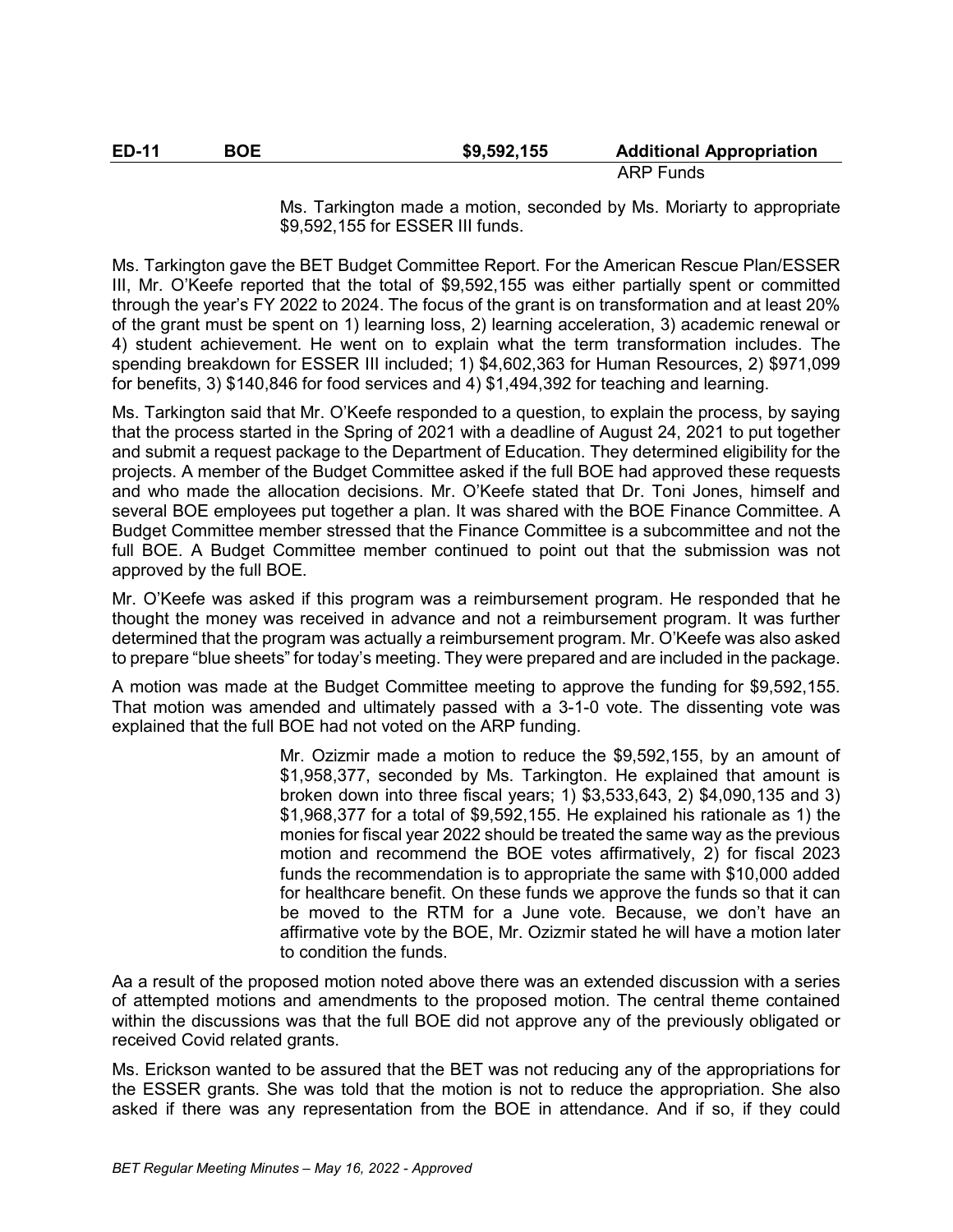| ED-11 | BOE | $9,592,155 | Additional Appropriation |
|---|---|---|---|
| | | | ARP Funds |

Ms. Tarkington made a motion, seconded by Ms. Moriarty to appropriate $9,592,155 for ESSER III funds.

Ms. Tarkington gave the BET Budget Committee Report. For the American Rescue Plan/ESSER III, Mr. O'Keefe reported that the total of $9,592,155 was either partially spent or committed through the year's FY 2022 to 2024. The focus of the grant is on transformation and at least 20% of the grant must be spent on 1) learning loss, 2) learning acceleration, 3) academic renewal or 4) student achievement. He went on to explain what the term transformation includes. The spending breakdown for ESSER III included; 1) $4,602,363 for Human Resources, 2) $971,099 for benefits, 3) $140,846 for food services and 4) $1,494,392 for teaching and learning.

Ms. Tarkington said that Mr. O'Keefe responded to a question, to explain the process, by saying that the process started in the Spring of 2021 with a deadline of August 24, 2021 to put together and submit a request package to the Department of Education. They determined eligibility for the projects. A member of the Budget Committee asked if the full BOE had approved these requests and who made the allocation decisions. Mr. O'Keefe stated that Dr. Toni Jones, himself and several BOE employees put together a plan. It was shared with the BOE Finance Committee. A Budget Committee member stressed that the Finance Committee is a subcommittee and not the full BOE. A Budget Committee member continued to point out that the submission was not approved by the full BOE.

Mr. O'Keefe was asked if this program was a reimbursement program. He responded that he thought the money was received in advance and not a reimbursement program. It was further determined that the program was actually a reimbursement program. Mr. O'Keefe was also asked to prepare "blue sheets" for today's meeting. They were prepared and are included in the package.

A motion was made at the Budget Committee meeting to approve the funding for $9,592,155. That motion was amended and ultimately passed with a 3-1-0 vote. The dissenting vote was explained that the full BOE had not voted on the ARP funding.

Mr. Ozizmir made a motion to reduce the $9,592,155, by an amount of $1,958,377, seconded by Ms. Tarkington. He explained that amount is broken down into three fiscal years; 1) $3,533,643, 2) $4,090,135 and 3) $1,968,377 for a total of $9,592,155. He explained his rationale as 1) the monies for fiscal year 2022 should be treated the same way as the previous motion and recommend the BOE votes affirmatively, 2) for fiscal 2023 funds the recommendation is to appropriate the same with $10,000 added for healthcare benefit. On these funds we approve the funds so that it can be moved to the RTM for a June vote. Because, we don't have an affirmative vote by the BOE, Mr. Ozizmir stated he will have a motion later to condition the funds.

Aa a result of the proposed motion noted above there was an extended discussion with a series of attempted motions and amendments to the proposed motion. The central theme contained within the discussions was that the full BOE did not approve any of the previously obligated or received Covid related grants.

Ms. Erickson wanted to be assured that the BET was not reducing any of the appropriations for the ESSER grants. She was told that the motion is not to reduce the appropriation. She also asked if there was any representation from the BOE in attendance. And if so, if they could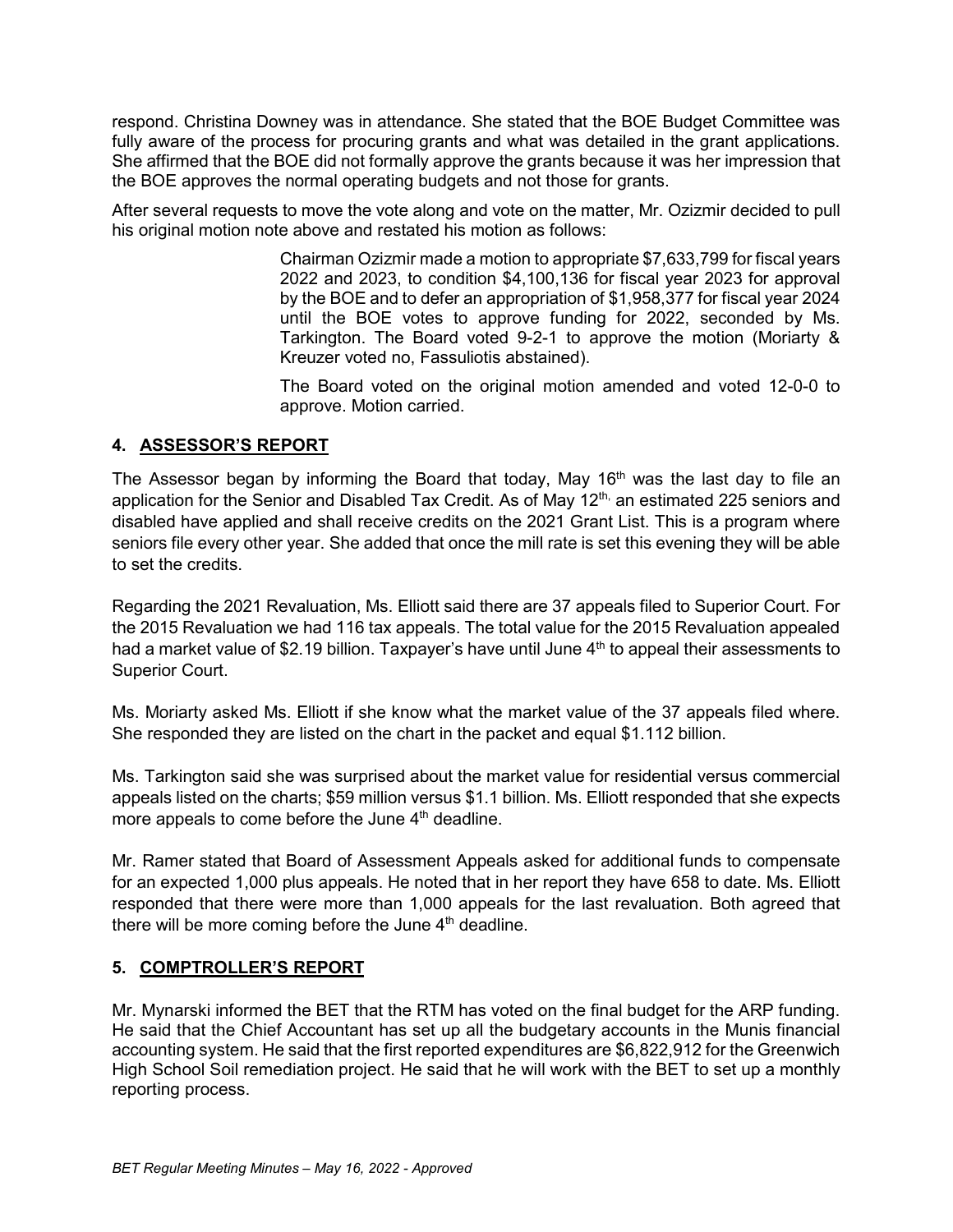respond. Christina Downey was in attendance. She stated that the BOE Budget Committee was fully aware of the process for procuring grants and what was detailed in the grant applications. She affirmed that the BOE did not formally approve the grants because it was her impression that the BOE approves the normal operating budgets and not those for grants.

After several requests to move the vote along and vote on the matter, Mr. Ozizmir decided to pull his original motion note above and restated his motion as follows:

> Chairman Ozizmir made a motion to appropriate $7,633,799 for fiscal years 2022 and 2023, to condition $4,100,136 for fiscal year 2023 for approval by the BOE and to defer an appropriation of $1,958,377 for fiscal year 2024 until the BOE votes to approve funding for 2022, seconded by Ms. Tarkington. The Board voted 9-2-1 to approve the motion (Moriarty & Kreuzer voted no, Fassuliotis abstained).
>
> The Board voted on the original motion amended and voted 12-0-0 to approve. Motion carried.

## 4. ASSESSOR'S REPORT

The Assessor began by informing the Board that today, May 16th was the last day to file an application for the Senior and Disabled Tax Credit. As of May 12th, an estimated 225 seniors and disabled have applied and shall receive credits on the 2021 Grant List. This is a program where seniors file every other year. She added that once the mill rate is set this evening they will be able to set the credits.

Regarding the 2021 Revaluation, Ms. Elliott said there are 37 appeals filed to Superior Court. For the 2015 Revaluation we had 116 tax appeals. The total value for the 2015 Revaluation appealed had a market value of $2.19 billion. Taxpayer's have until June 4th to appeal their assessments to Superior Court.

Ms. Moriarty asked Ms. Elliott if she know what the market value of the 37 appeals filed where. She responded they are listed on the chart in the packet and equal $1.112 billion.

Ms. Tarkington said she was surprised about the market value for residential versus commercial appeals listed on the charts; $59 million versus $1.1 billion. Ms. Elliott responded that she expects more appeals to come before the June 4th deadline.

Mr. Ramer stated that Board of Assessment Appeals asked for additional funds to compensate for an expected 1,000 plus appeals. He noted that in her report they have 658 to date. Ms. Elliott responded that there were more than 1,000 appeals for the last revaluation. Both agreed that there will be more coming before the June 4th deadline.

## 5. COMPTROLLER'S REPORT

Mr. Mynarski informed the BET that the RTM has voted on the final budget for the ARP funding. He said that the Chief Accountant has set up all the budgetary accounts in the Munis financial accounting system. He said that the first reported expenditures are $6,822,912 for the Greenwich High School Soil remediation project. He said that he will work with the BET to set up a monthly reporting process.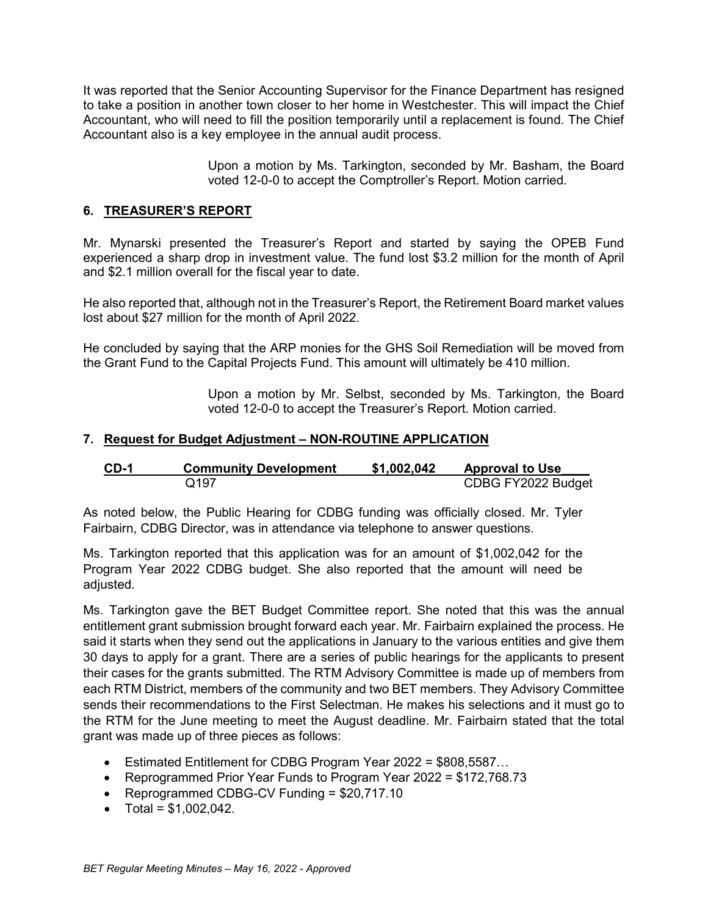It was reported that the Senior Accounting Supervisor for the Finance Department has resigned to take a position in another town closer to her home in Westchester. This will impact the Chief Accountant, who will need to fill the position temporarily until a replacement is found. The Chief Accountant also is a key employee in the annual audit process.

> Upon a motion by Ms. Tarkington, seconded by Mr. Basham, the Board voted 12-0-0 to accept the Comptroller's Report. Motion carried.

## 6. TREASURER'S REPORT

Mr. Mynarski presented the Treasurer's Report and started by saying the OPEB Fund experienced a sharp drop in investment value. The fund lost \$3.2 million for the month of April and \$2.1 million overall for the fiscal year to date.

He also reported that, although not in the Treasurer's Report, the Retirement Board market values lost about \$27 million for the month of April 2022.

He concluded by saying that the ARP monies for the GHS Soil Remediation will be moved from the Grant Fund to the Capital Projects Fund. This amount will ultimately be 410 million.

> Upon a motion by Mr. Selbst, seconded by Ms. Tarkington, the Board voted 12-0-0 to accept the Treasurer's Report. Motion carried.

## 7. Request for Budget Adjustment – NON-ROUTINE APPLICATION

| CD-1 | Community Development | \$1,002,042 | Approval to Use____ |
|---|---|---|---|
| | Q197 | | CDBG FY2022 Budget |

As noted below, the Public Hearing for CDBG funding was officially closed. Mr. Tyler Fairbairn, CDBG Director, was in attendance via telephone to answer questions.

Ms. Tarkington reported that this application was for an amount of \$1,002,042 for the Program Year 2022 CDBG budget. She also reported that the amount will need be adjusted.

Ms. Tarkington gave the BET Budget Committee report. She noted that this was the annual entitlement grant submission brought forward each year. Mr. Fairbairn explained the process. He said it starts when they send out the applications in January to the various entities and give them 30 days to apply for a grant. There are a series of public hearings for the applicants to present their cases for the grants submitted. The RTM Advisory Committee is made up of members from each RTM District, members of the community and two BET members. They Advisory Committee sends their recommendations to the First Selectman. He makes his selections and it must go to the RTM for the June meeting to meet the August deadline. Mr. Fairbairn stated that the total grant was made up of three pieces as follows:

- Estimated Entitlement for CDBG Program Year 2022 = \$808,5587…
- Reprogrammed Prior Year Funds to Program Year 2022 = \$172,768.73
- Reprogrammed CDBG-CV Funding = \$20,717.10
- Total = \$1,002,042.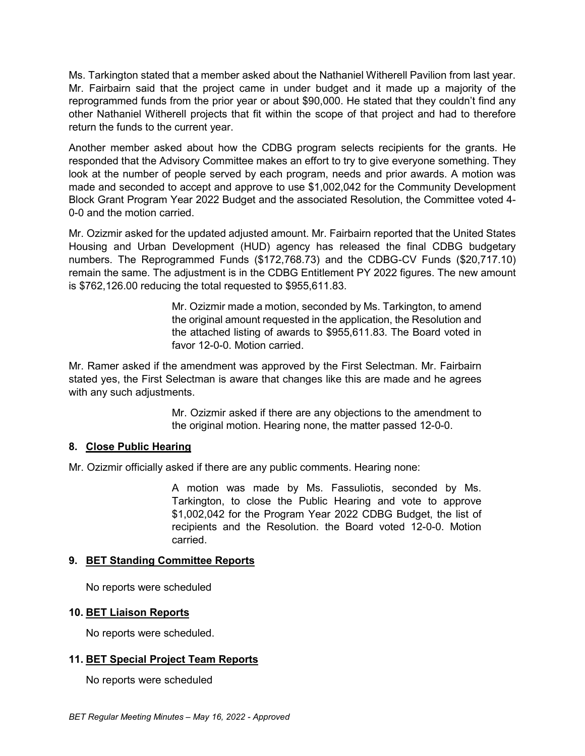Ms. Tarkington stated that a member asked about the Nathaniel Witherell Pavilion from last year. Mr. Fairbairn said that the project came in under budget and it made up a majority of the reprogrammed funds from the prior year or about $90,000. He stated that they couldn't find any other Nathaniel Witherell projects that fit within the scope of that project and had to therefore return the funds to the current year.

Another member asked about how the CDBG program selects recipients for the grants. He responded that the Advisory Committee makes an effort to try to give everyone something. They look at the number of people served by each program, needs and prior awards. A motion was made and seconded to accept and approve to use $1,002,042 for the Community Development Block Grant Program Year 2022 Budget and the associated Resolution, the Committee voted 4-0-0 and the motion carried.

Mr. Ozizmir asked for the updated adjusted amount. Mr. Fairbairn reported that the United States Housing and Urban Development (HUD) agency has released the final CDBG budgetary numbers. The Reprogrammed Funds ($172,768.73) and the CDBG-CV Funds ($20,717.10) remain the same. The adjustment is in the CDBG Entitlement PY 2022 figures. The new amount is $762,126.00 reducing the total requested to $955,611.83.

> Mr. Ozizmir made a motion, seconded by Ms. Tarkington, to amend the original amount requested in the application, the Resolution and the attached listing of awards to $955,611.83. The Board voted in favor 12-0-0. Motion carried.

Mr. Ramer asked if the amendment was approved by the First Selectman. Mr. Fairbairn stated yes, the First Selectman is aware that changes like this are made and he agrees with any such adjustments.

> Mr. Ozizmir asked if there are any objections to the amendment to the original motion. Hearing none, the matter passed 12-0-0.

**8. Close Public Hearing**

Mr. Ozizmir officially asked if there are any public comments. Hearing none:

> A motion was made by Ms. Fassuliotis, seconded by Ms. Tarkington, to close the Public Hearing and vote to approve $1,002,042 for the Program Year 2022 CDBG Budget, the list of recipients and the Resolution. the Board voted 12-0-0. Motion carried.

**9. BET Standing Committee Reports**

No reports were scheduled

**10. BET Liaison Reports**

No reports were scheduled.

**11. BET Special Project Team Reports**

No reports were scheduled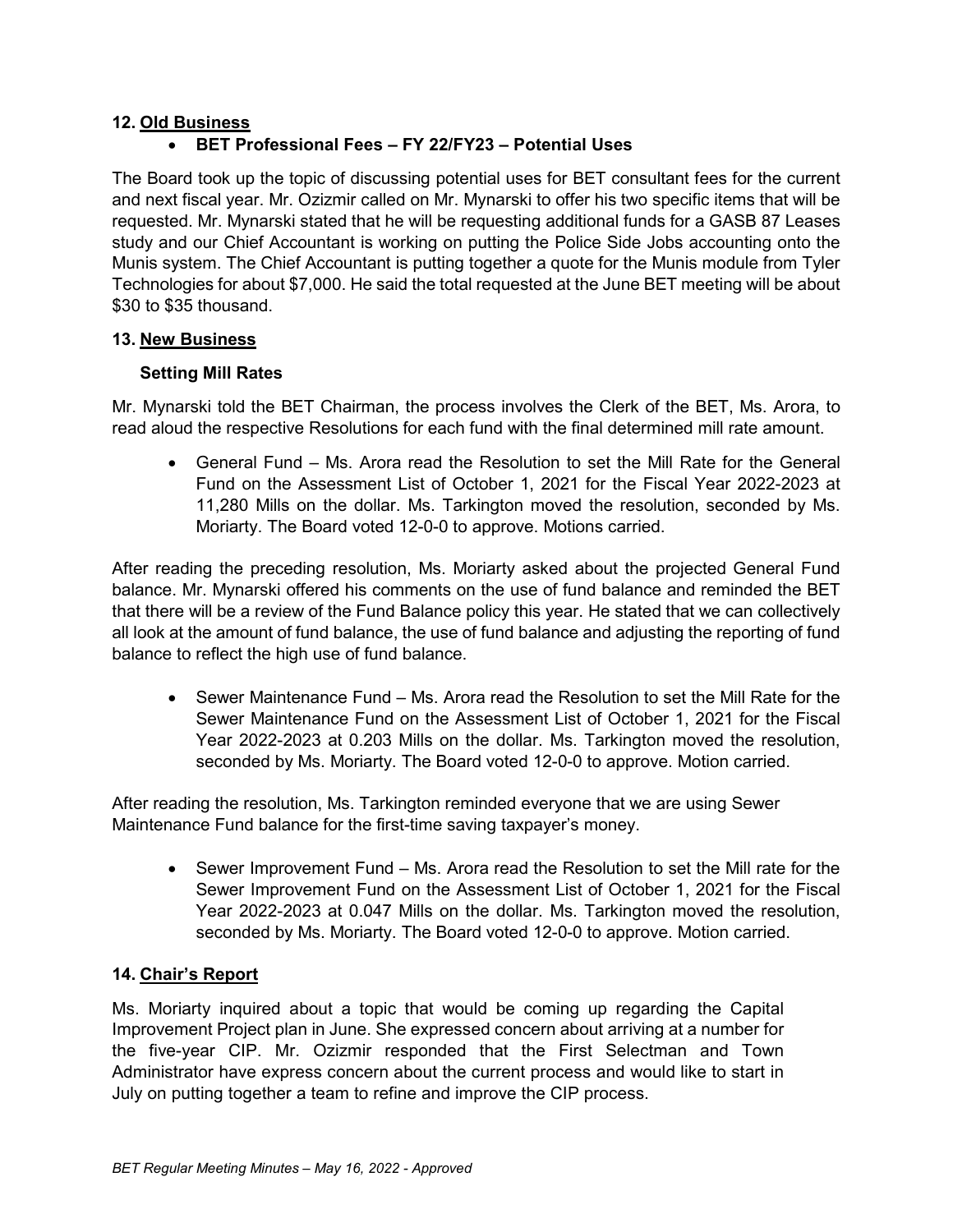**12. Old Business**

- **BET Professional Fees – FY 22/FY23 – Potential Uses**

The Board took up the topic of discussing potential uses for BET consultant fees for the current and next fiscal year. Mr. Ozizmir called on Mr. Mynarski to offer his two specific items that will be requested. Mr. Mynarski stated that he will be requesting additional funds for a GASB 87 Leases study and our Chief Accountant is working on putting the Police Side Jobs accounting onto the Munis system. The Chief Accountant is putting together a quote for the Munis module from Tyler Technologies for about $7,000. He said the total requested at the June BET meeting will be about $30 to $35 thousand.

**13. New Business**

**Setting Mill Rates**

Mr. Mynarski told the BET Chairman, the process involves the Clerk of the BET, Ms. Arora, to read aloud the respective Resolutions for each fund with the final determined mill rate amount.

- General Fund – Ms. Arora read the Resolution to set the Mill Rate for the General Fund on the Assessment List of October 1, 2021 for the Fiscal Year 2022-2023 at 11,280 Mills on the dollar. Ms. Tarkington moved the resolution, seconded by Ms. Moriarty. The Board voted 12-0-0 to approve. Motions carried.

After reading the preceding resolution, Ms. Moriarty asked about the projected General Fund balance. Mr. Mynarski offered his comments on the use of fund balance and reminded the BET that there will be a review of the Fund Balance policy this year. He stated that we can collectively all look at the amount of fund balance, the use of fund balance and adjusting the reporting of fund balance to reflect the high use of fund balance.

- Sewer Maintenance Fund – Ms. Arora read the Resolution to set the Mill Rate for the Sewer Maintenance Fund on the Assessment List of October 1, 2021 for the Fiscal Year 2022-2023 at 0.203 Mills on the dollar. Ms. Tarkington moved the resolution, seconded by Ms. Moriarty. The Board voted 12-0-0 to approve. Motion carried.

After reading the resolution, Ms. Tarkington reminded everyone that we are using Sewer Maintenance Fund balance for the first-time saving taxpayer's money.

- Sewer Improvement Fund – Ms. Arora read the Resolution to set the Mill rate for the Sewer Improvement Fund on the Assessment List of October 1, 2021 for the Fiscal Year 2022-2023 at 0.047 Mills on the dollar. Ms. Tarkington moved the resolution, seconded by Ms. Moriarty. The Board voted 12-0-0 to approve. Motion carried.

**14. Chair's Report**

Ms. Moriarty inquired about a topic that would be coming up regarding the Capital Improvement Project plan in June. She expressed concern about arriving at a number for the five-year CIP. Mr. Ozizmir responded that the First Selectman and Town Administrator have express concern about the current process and would like to start in July on putting together a team to refine and improve the CIP process.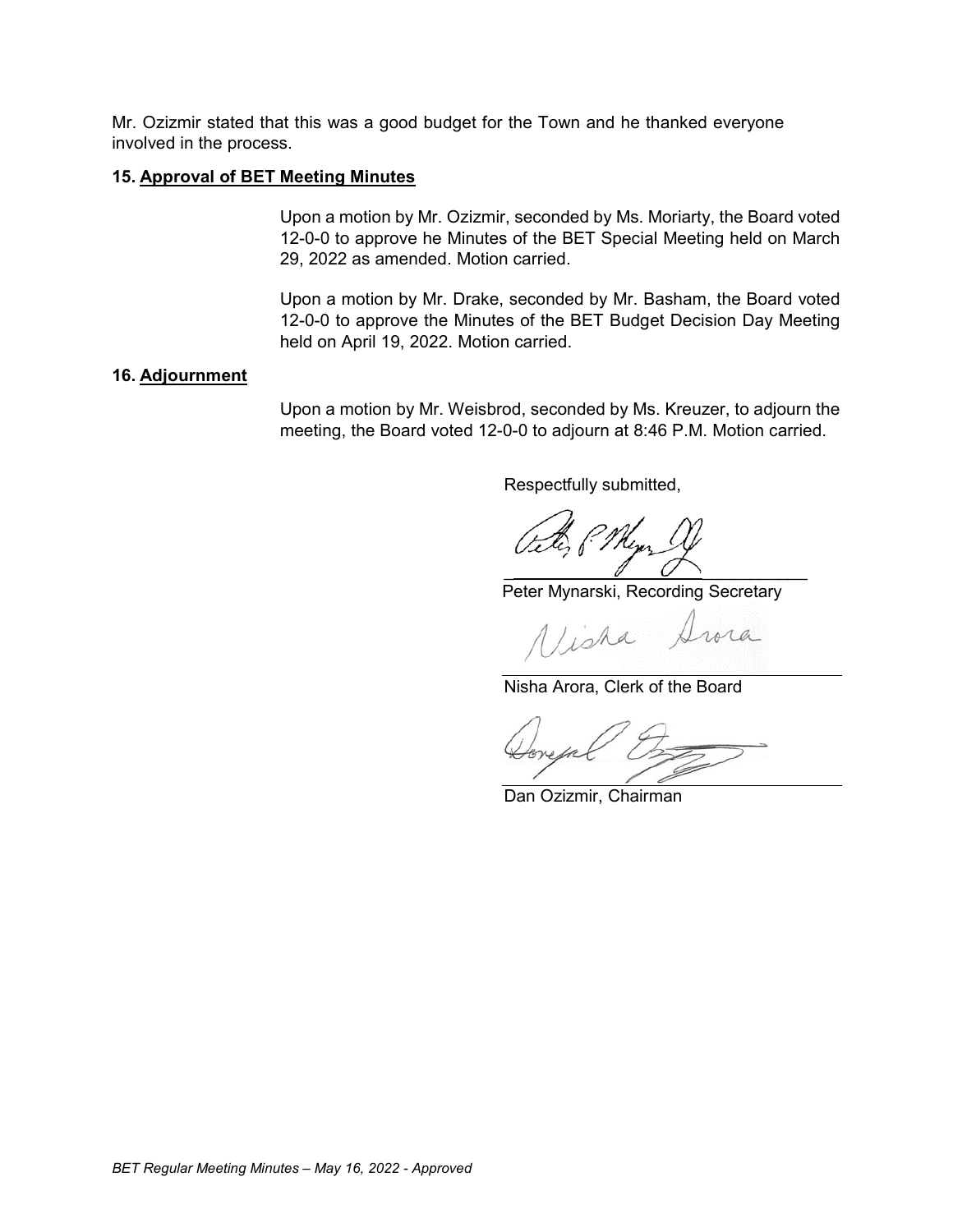Mr. Ozizmir stated that this was a good budget for the Town and he thanked everyone involved in the process.

**15. Approval of BET Meeting Minutes**

Upon a motion by Mr. Ozizmir, seconded by Ms. Moriarty, the Board voted 12-0-0 to approve he Minutes of the BET Special Meeting held on March 29, 2022 as amended. Motion carried.

Upon a motion by Mr. Drake, seconded by Mr. Basham, the Board voted 12-0-0 to approve the Minutes of the BET Budget Decision Day Meeting held on April 19, 2022. Motion carried.

**16. Adjournment**

Upon a motion by Mr. Weisbrod, seconded by Ms. Kreuzer, to adjourn the meeting, the Board voted 12-0-0 to adjourn at 8:46 P.M. Motion carried.

Respectfully submitted,

Peter Mynarski, Recording Secretary

Nisha Arora, Clerk of the Board

Dan Ozizmir, Chairman